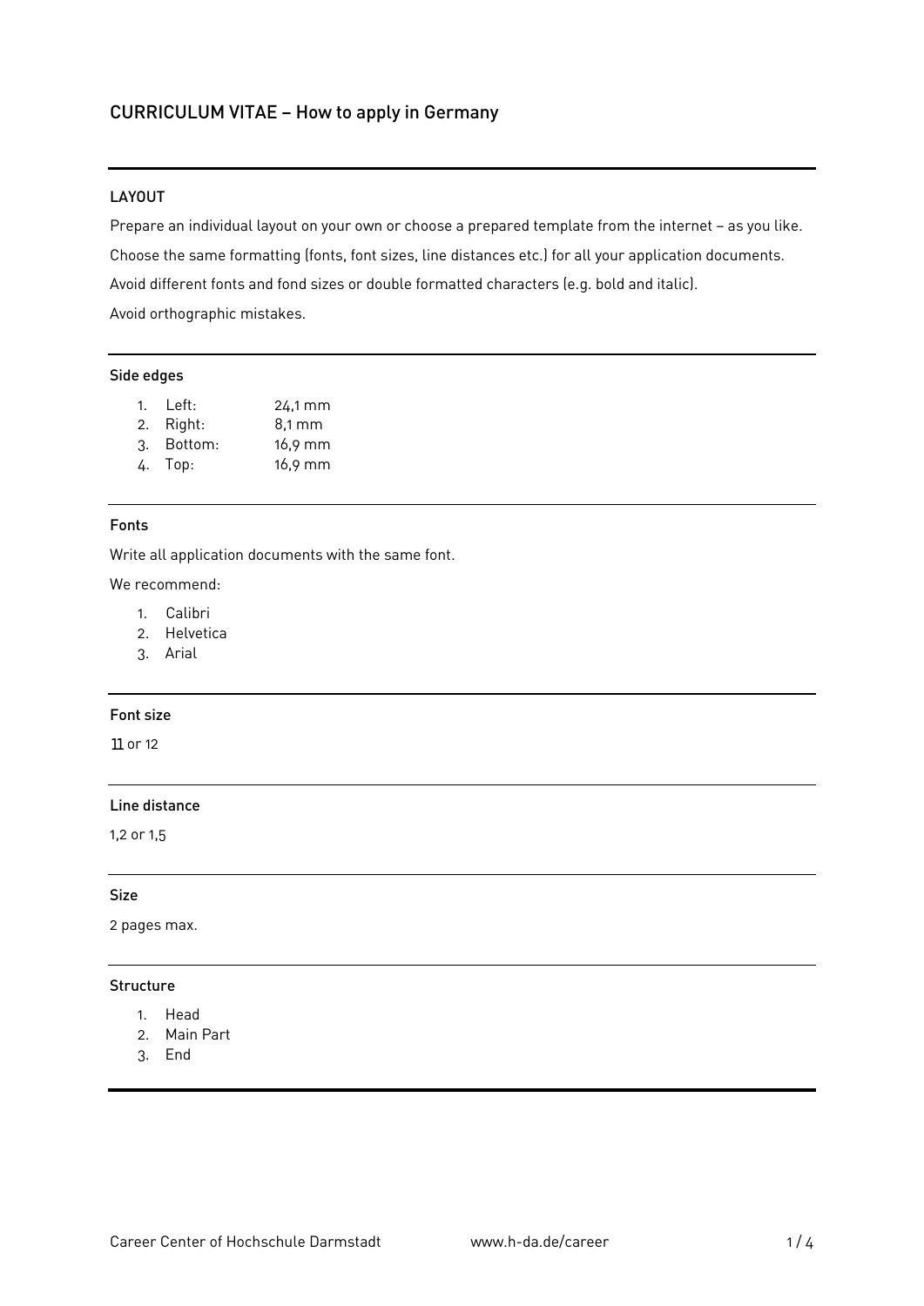# CURRICULUM VITAE – How to apply in Germany

## LAYOUT

Prepare an individual layout on your own or choose a prepared template from the internet – as you like.

Choose the same formatting (fonts, font sizes, line distances etc.) for all your application documents.

Avoid different fonts and fond sizes or double formatted characters (e.g. bold and italic).

Avoid orthographic mistakes.

### Side edges

1. Left: 24,1 mm
2. Right: 8,1 mm
3. Bottom: 16,9 mm
4. Top: 16,9 mm

### Fonts

Write all application documents with the same font.

We recommend:

1. Calibri
2. Helvetica
3. Arial

### Font size

11 or 12

### Line distance

1,2 or 1,5

### Size

2 pages max.

### Structure

1. Head
2. Main Part
3. End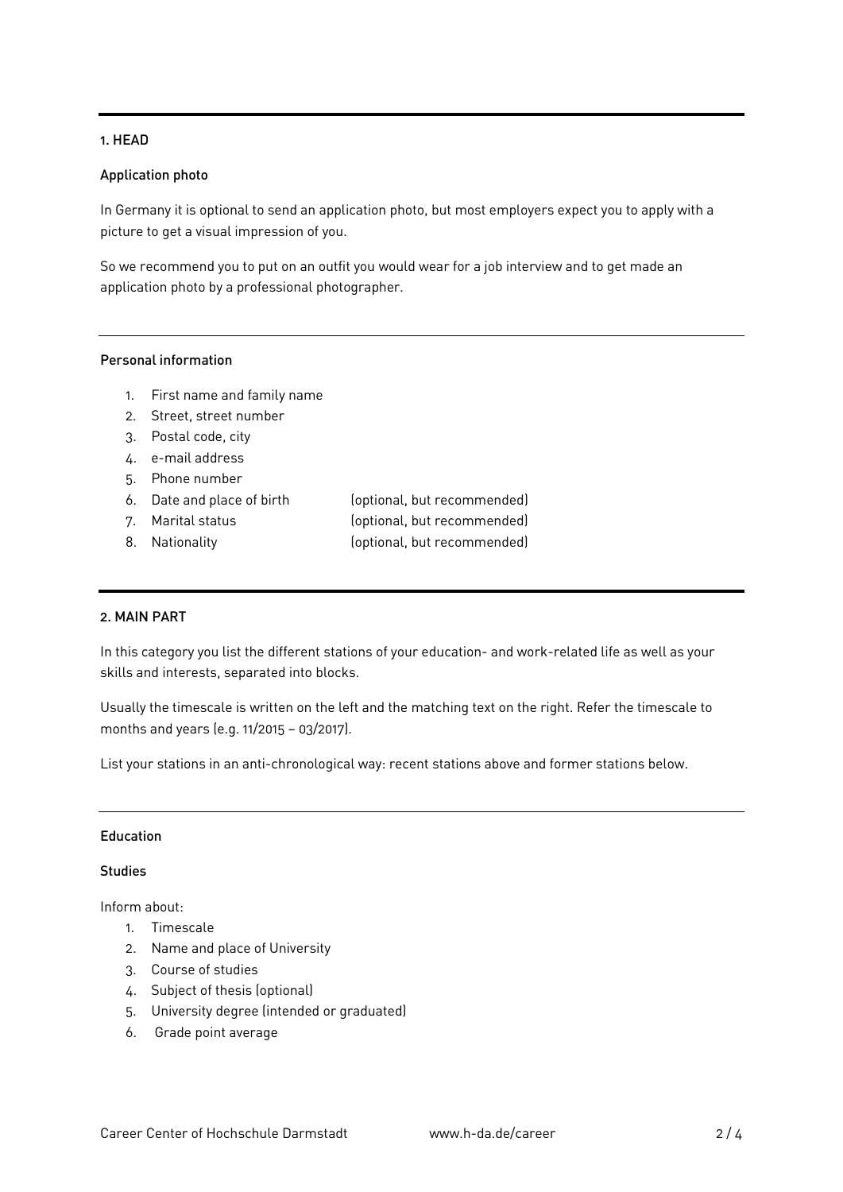## 1. HEAD

### Application photo

In Germany it is optional to send an application photo, but most employers expect you to apply with a picture to get a visual impression of you.

So we recommend you to put on an outfit you would wear for a job interview and to get made an application photo by a professional photographer.

### Personal information

1. First name and family name
2. Street, street number
3. Postal code, city
4. e-mail address
5. Phone number
6. Date and place of birth (optional, but recommended)
7. Marital status (optional, but recommended)
8. Nationality (optional, but recommended)

## 2. MAIN PART

In this category you list the different stations of your education- and work-related life as well as your skills and interests, separated into blocks.

Usually the timescale is written on the left and the matching text on the right. Refer the timescale to months and years (e.g. 11/2015 – 03/2017).

List your stations in an anti-chronological way: recent stations above and former stations below.

### Education

#### Studies

Inform about:

1. Timescale
2. Name and place of University
3. Course of studies
4. Subject of thesis (optional)
5. University degree (intended or graduated)
6. Grade point average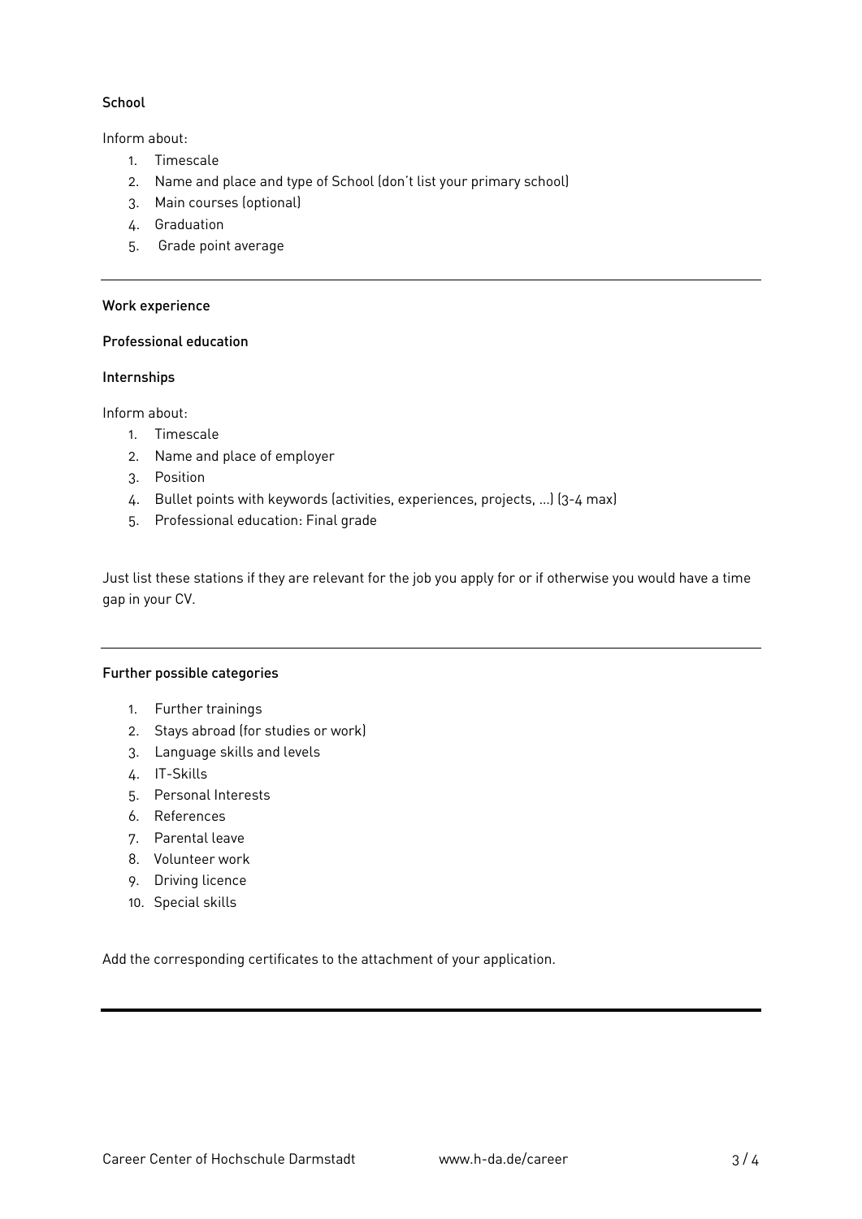### School

Inform about:

1. Timescale
2. Name and place and type of School (don't list your primary school)
3. Main courses (optional)
4. Graduation
5. Grade point average

---

### Work experience

### Professional education

### Internships

Inform about:

1. Timescale
2. Name and place of employer
3. Position
4. Bullet points with keywords (activities, experiences, projects, ...) (3-4 max)
5. Professional education: Final grade

Just list these stations if they are relevant for the job you apply for or if otherwise you would have a time gap in your CV.

---

### Further possible categories

1. Further trainings
2. Stays abroad (for studies or work)
3. Language skills and levels
4. IT-Skills
5. Personal Interests
6. References
7. Parental leave
8. Volunteer work
9. Driving licence
10. Special skills

Add the corresponding certificates to the attachment of your application.

---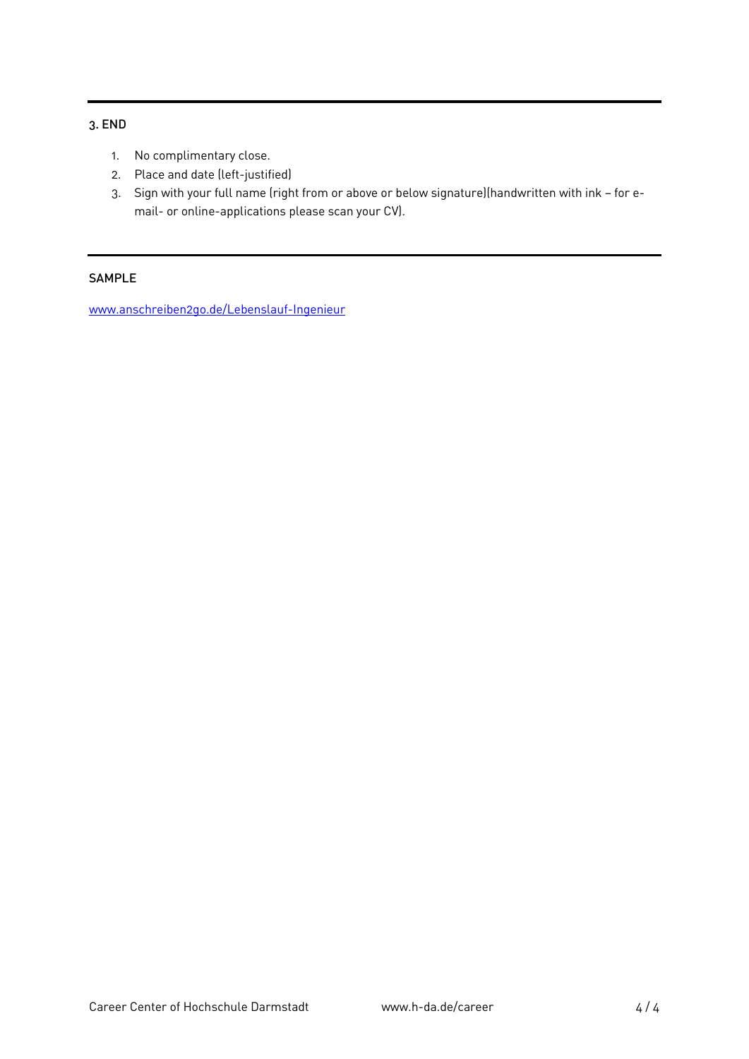## 3. END

1. No complimentary close.
2. Place and date (left-justified)
3. Sign with your full name (right from or above or below signature)(handwritten with ink – for e-mail- or online-applications please scan your CV).

## SAMPLE

www.anschreiben2go.de/Lebenslauf-Ingenieur